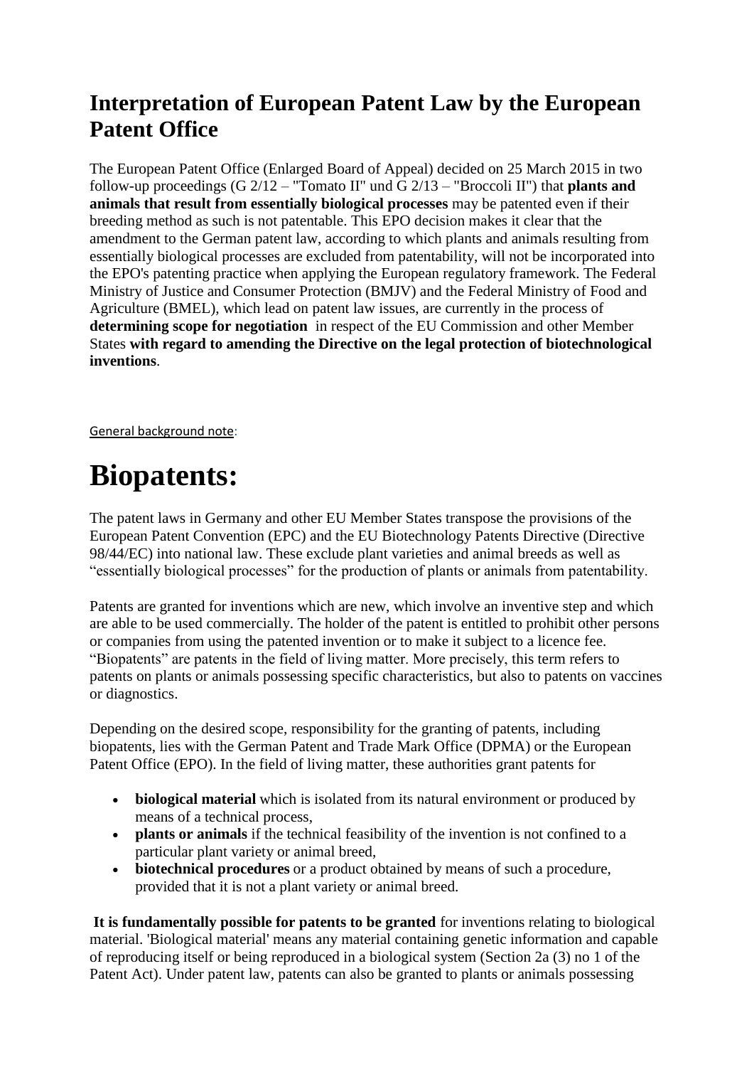## Interpretation of European Patent Law by the European Patent Office

The European Patent Office (Enlarged Board of Appeal) decided on 25 March 2015 in two follow-up proceedings (G 2/12 – "Tomato II" und G 2/13 – "Broccoli II") that **plants and animals that result from essentially biological processes** may be patented even if their breeding method as such is not patentable. This EPO decision makes it clear that the amendment to the German patent law, according to which plants and animals resulting from essentially biological processes are excluded from patentability, will not be incorporated into the EPO's patenting practice when applying the European regulatory framework. The Federal Ministry of Justice and Consumer Protection (BMJV) and the Federal Ministry of Food and Agriculture (BMEL), which lead on patent law issues, are currently in the process of **determining scope for negotiation** in respect of the EU Commission and other Member States **with regard to amending the Directive on the legal protection of biotechnological inventions**.

General background note:

# Biopatents:

The patent laws in Germany and other EU Member States transpose the provisions of the European Patent Convention (EPC) and the EU Biotechnology Patents Directive (Directive 98/44/EC) into national law. These exclude plant varieties and animal breeds as well as "essentially biological processes" for the production of plants or animals from patentability.

Patents are granted for inventions which are new, which involve an inventive step and which are able to be used commercially. The holder of the patent is entitled to prohibit other persons or companies from using the patented invention or to make it subject to a licence fee. "Biopatents" are patents in the field of living matter. More precisely, this term refers to patents on plants or animals possessing specific characteristics, but also to patents on vaccines or diagnostics.

Depending on the desired scope, responsibility for the granting of patents, including biopatents, lies with the German Patent and Trade Mark Office (DPMA) or the European Patent Office (EPO). In the field of living matter, these authorities grant patents for

- **biological material** which is isolated from its natural environment or produced by means of a technical process,
- **plants or animals** if the technical feasibility of the invention is not confined to a particular plant variety or animal breed,
- **biotechnical procedures** or a product obtained by means of such a procedure, provided that it is not a plant variety or animal breed.

**It is fundamentally possible for patents to be granted** for inventions relating to biological material. 'Biological material' means any material containing genetic information and capable of reproducing itself or being reproduced in a biological system (Section 2a (3) no 1 of the Patent Act). Under patent law, patents can also be granted to plants or animals possessing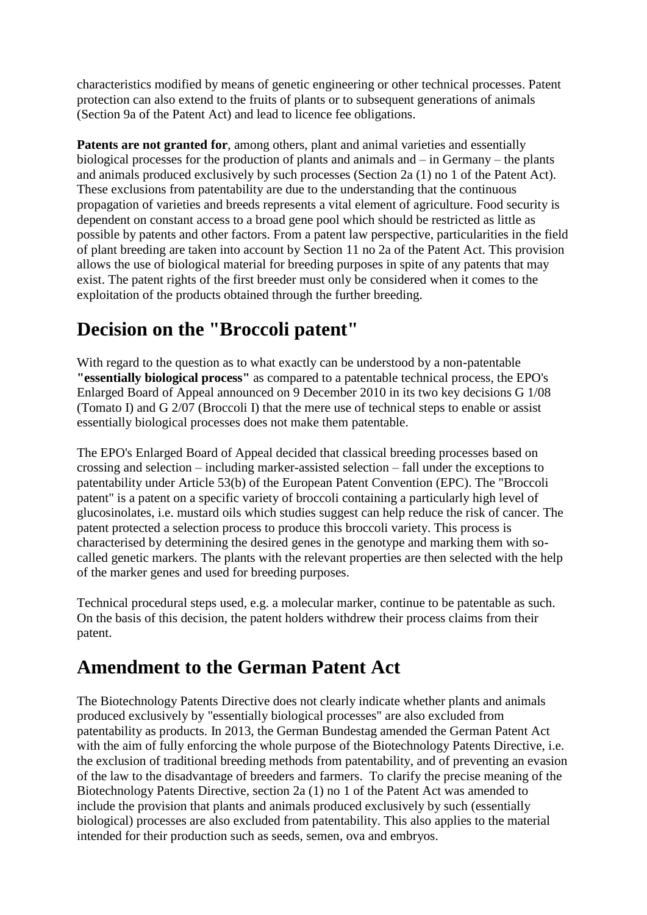characteristics modified by means of genetic engineering or other technical processes. Patent protection can also extend to the fruits of plants or to subsequent generations of animals (Section 9a of the Patent Act) and lead to licence fee obligations.

**Patents are not granted for**, among others, plant and animal varieties and essentially biological processes for the production of plants and animals and – in Germany – the plants and animals produced exclusively by such processes (Section 2a (1) no 1 of the Patent Act). These exclusions from patentability are due to the understanding that the continuous propagation of varieties and breeds represents a vital element of agriculture. Food security is dependent on constant access to a broad gene pool which should be restricted as little as possible by patents and other factors. From a patent law perspective, particularities in the field of plant breeding are taken into account by Section 11 no 2a of the Patent Act. This provision allows the use of biological material for breeding purposes in spite of any patents that may exist. The patent rights of the first breeder must only be considered when it comes to the exploitation of the products obtained through the further breeding.

# Decision on the "Broccoli patent"

With regard to the question as to what exactly can be understood by a non-patentable **"essentially biological process"** as compared to a patentable technical process, the EPO's Enlarged Board of Appeal announced on 9 December 2010 in its two key decisions G 1/08 (Tomato I) and G 2/07 (Broccoli I) that the mere use of technical steps to enable or assist essentially biological processes does not make them patentable.

The EPO's Enlarged Board of Appeal decided that classical breeding processes based on crossing and selection – including marker-assisted selection – fall under the exceptions to patentability under Article 53(b) of the European Patent Convention (EPC). The "Broccoli patent" is a patent on a specific variety of broccoli containing a particularly high level of glucosinolates, i.e. mustard oils which studies suggest can help reduce the risk of cancer. The patent protected a selection process to produce this broccoli variety. This process is characterised by determining the desired genes in the genotype and marking them with so-called genetic markers. The plants with the relevant properties are then selected with the help of the marker genes and used for breeding purposes.

Technical procedural steps used, e.g. a molecular marker, continue to be patentable as such. On the basis of this decision, the patent holders withdrew their process claims from their patent.

# Amendment to the German Patent Act

The Biotechnology Patents Directive does not clearly indicate whether plants and animals produced exclusively by "essentially biological processes" are also excluded from patentability as products. In 2013, the German Bundestag amended the German Patent Act with the aim of fully enforcing the whole purpose of the Biotechnology Patents Directive, i.e. the exclusion of traditional breeding methods from patentability, and of preventing an evasion of the law to the disadvantage of breeders and farmers. To clarify the precise meaning of the Biotechnology Patents Directive, section 2a (1) no 1 of the Patent Act was amended to include the provision that plants and animals produced exclusively by such (essentially biological) processes are also excluded from patentability. This also applies to the material intended for their production such as seeds, semen, ova and embryos.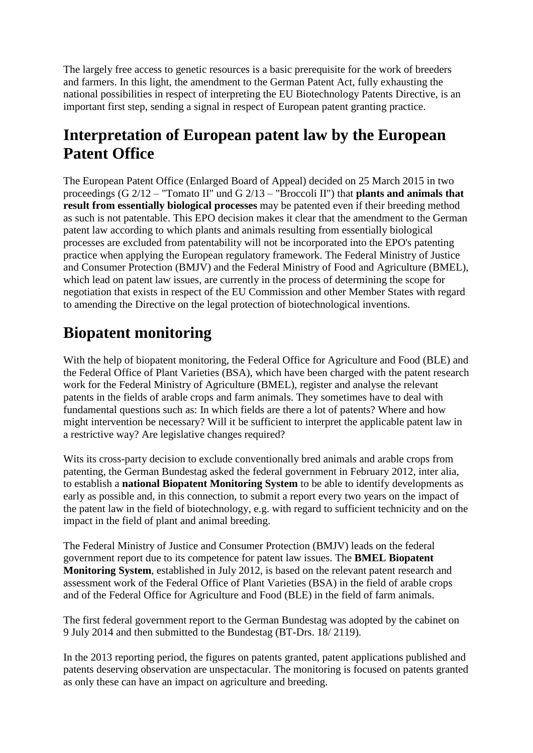The largely free access to genetic resources is a basic prerequisite for the work of breeders and farmers. In this light, the amendment to the German Patent Act, fully exhausting the national possibilities in respect of interpreting the EU Biotechnology Patents Directive, is an important first step, sending a signal in respect of European patent granting practice.

## Interpretation of European patent law by the European Patent Office

The European Patent Office (Enlarged Board of Appeal) decided on 25 March 2015 in two proceedings (G 2/12 – "Tomato II" und G 2/13 – "Broccoli II") that **plants and animals that result from essentially biological processes** may be patented even if their breeding method as such is not patentable. This EPO decision makes it clear that the amendment to the German patent law according to which plants and animals resulting from essentially biological processes are excluded from patentability will not be incorporated into the EPO's patenting practice when applying the European regulatory framework. The Federal Ministry of Justice and Consumer Protection (BMJV) and the Federal Ministry of Food and Agriculture (BMEL), which lead on patent law issues, are currently in the process of determining the scope for negotiation that exists in respect of the EU Commission and other Member States with regard to amending the Directive on the legal protection of biotechnological inventions.

## Biopatent monitoring

With the help of biopatent monitoring, the Federal Office for Agriculture and Food (BLE) and the Federal Office of Plant Varieties (BSA), which have been charged with the patent research work for the Federal Ministry of Agriculture (BMEL), register and analyse the relevant patents in the fields of arable crops and farm animals. They sometimes have to deal with fundamental questions such as: In which fields are there a lot of patents? Where and how might intervention be necessary? Will it be sufficient to interpret the applicable patent law in a restrictive way? Are legislative changes required?

Wits its cross-party decision to exclude conventionally bred animals and arable crops from patenting, the German Bundestag asked the federal government in February 2012, inter alia, to establish a **national Biopatent Monitoring System** to be able to identify developments as early as possible and, in this connection, to submit a report every two years on the impact of the patent law in the field of biotechnology, e.g. with regard to sufficient technicity and on the impact in the field of plant and animal breeding.

The Federal Ministry of Justice and Consumer Protection (BMJV) leads on the federal government report due to its competence for patent law issues. The **BMEL Biopatent Monitoring System**, established in July 2012, is based on the relevant patent research and assessment work of the Federal Office of Plant Varieties (BSA) in the field of arable crops and of the Federal Office for Agriculture and Food (BLE) in the field of farm animals.

The first federal government report to the German Bundestag was adopted by the cabinet on 9 July 2014 and then submitted to the Bundestag (BT-Drs. 18/ 2119).

In the 2013 reporting period, the figures on patents granted, patent applications published and patents deserving observation are unspectacular. The monitoring is focused on patents granted as only these can have an impact on agriculture and breeding.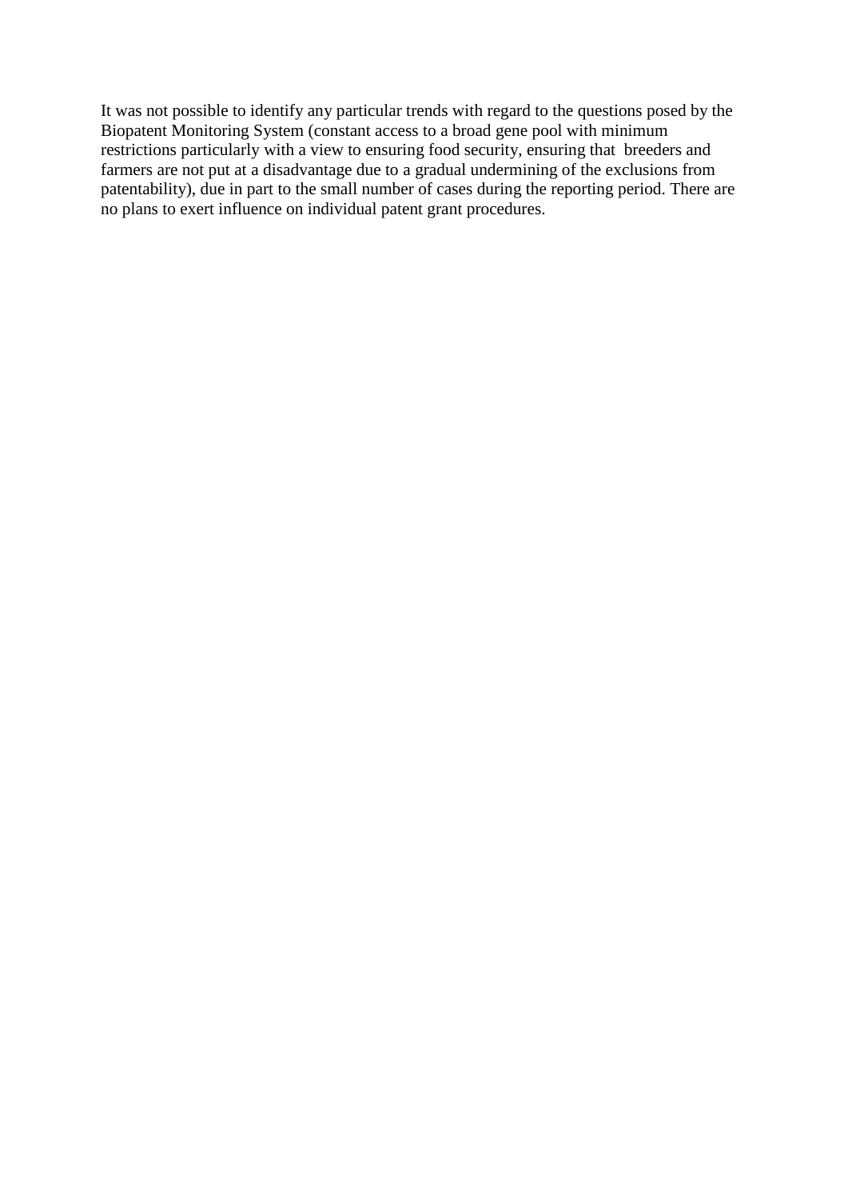It was not possible to identify any particular trends with regard to the questions posed by the Biopatent Monitoring System (constant access to a broad gene pool with minimum restrictions particularly with a view to ensuring food security, ensuring that breeders and farmers are not put at a disadvantage due to a gradual undermining of the exclusions from patentability), due in part to the small number of cases during the reporting period. There are no plans to exert influence on individual patent grant procedures.